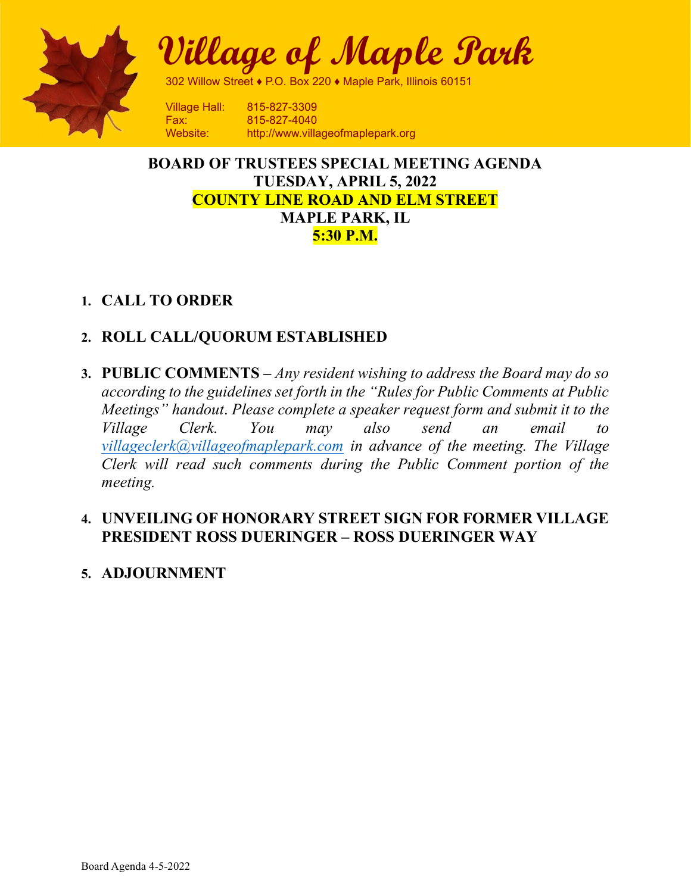# Village of Maple Park

302 Willow Street ♦ P.O. Box 220 ♦ Maple Park, Illinois 60151

Village Hall: 815-827-3309
Fax: 815-827-4040
Website: http://www.villageofmaplepark.org

## BOARD OF TRUSTEES SPECIAL MEETING AGENDA
## TUESDAY, APRIL 5, 2022
## COUNTY LINE ROAD AND ELM STREET
## MAPLE PARK, IL
## 5:30 P.M.

1. **CALL TO ORDER**

2. **ROLL CALL/QUORUM ESTABLISHED**

3. **PUBLIC COMMENTS –** *Any resident wishing to address the Board may do so according to the guidelines set forth in the "Rules for Public Comments at Public Meetings" handout. Please complete a speaker request form and submit it to the Village Clerk. You may also send an email to villageclerk@villageofmaplepark.com in advance of the meeting. The Village Clerk will read such comments during the Public Comment portion of the meeting.*

4. **UNVEILING OF HONORARY STREET SIGN FOR FORMER VILLAGE PRESIDENT ROSS DUERINGER – ROSS DUERINGER WAY**

5. **ADJOURNMENT**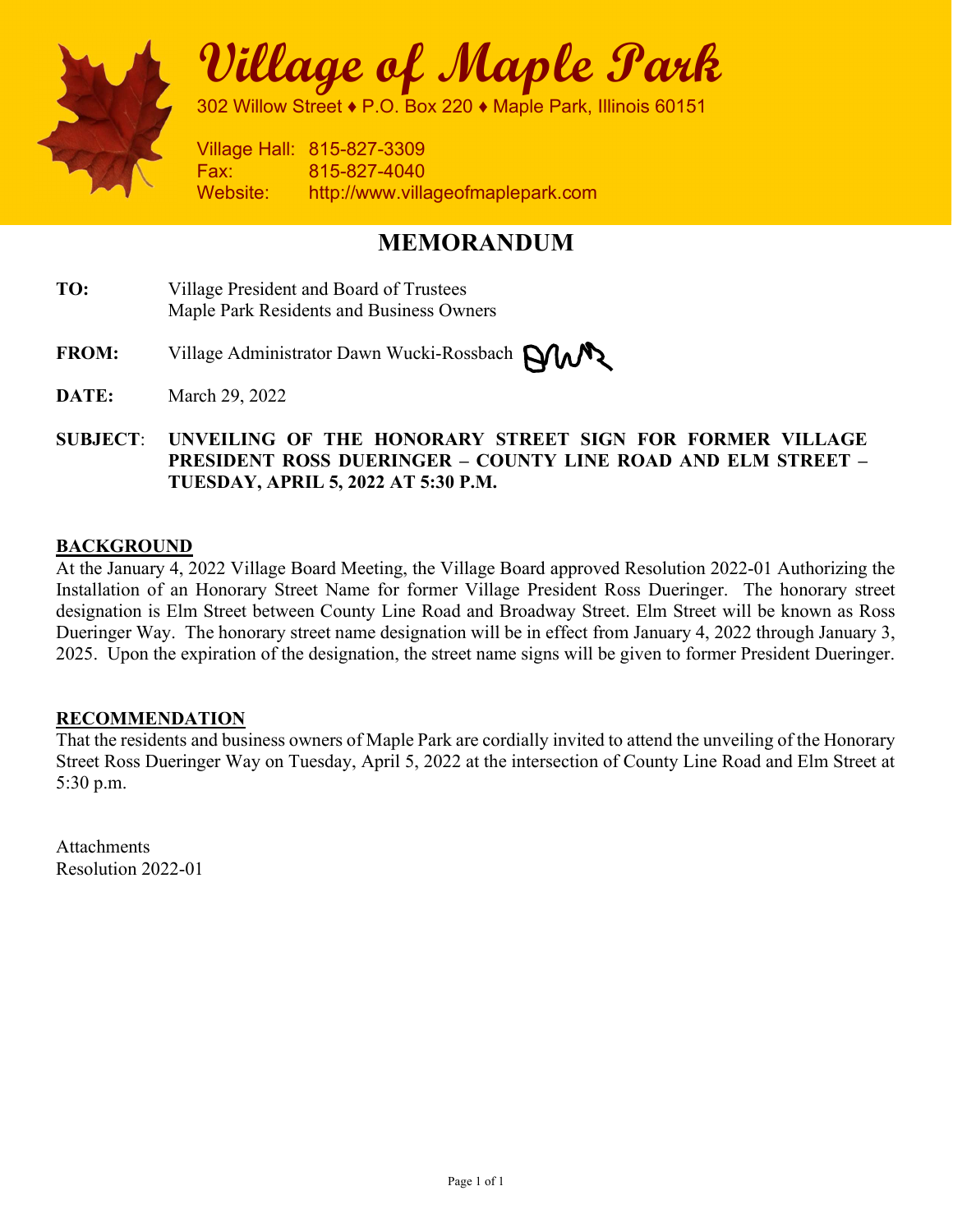# Village of Maple Park

302 Willow Street ♦ P.O. Box 220 ♦ Maple Park, Illinois 60151

Village Hall: 815-827-3309
Fax: 815-827-4040
Website: http://www.villageofmaplepark.com

## MEMORANDUM

**TO:** Village President and Board of Trustees
Maple Park Residents and Business Owners

**FROM:** Village Administrator Dawn Wucki-Rossbach

**DATE:** March 29, 2022

**SUBJECT**: **UNVEILING OF THE HONORARY STREET SIGN FOR FORMER VILLAGE PRESIDENT ROSS DUERINGER – COUNTY LINE ROAD AND ELM STREET – TUESDAY, APRIL 5, 2022 AT 5:30 P.M.**

**BACKGROUND**

At the January 4, 2022 Village Board Meeting, the Village Board approved Resolution 2022-01 Authorizing the Installation of an Honorary Street Name for former Village President Ross Dueringer. The honorary street designation is Elm Street between County Line Road and Broadway Street. Elm Street will be known as Ross Dueringer Way. The honorary street name designation will be in effect from January 4, 2022 through January 3, 2025. Upon the expiration of the designation, the street name signs will be given to former President Dueringer.

**RECOMMENDATION**

That the residents and business owners of Maple Park are cordially invited to attend the unveiling of the Honorary Street Ross Dueringer Way on Tuesday, April 5, 2022 at the intersection of County Line Road and Elm Street at 5:30 p.m.

Attachments
Resolution 2022-01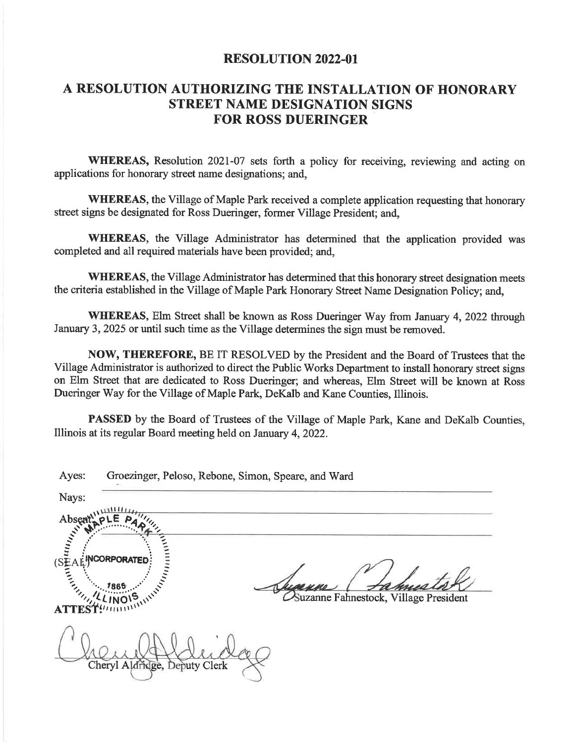# RESOLUTION 2022-01

## A RESOLUTION AUTHORIZING THE INSTALLATION OF HONORARY STREET NAME DESIGNATION SIGNS FOR ROSS DUERINGER

**WHEREAS,** Resolution 2021-07 sets forth a policy for receiving, reviewing and acting on applications for honorary street name designations; and,

**WHEREAS,** the Village of Maple Park received a complete application requesting that honorary street signs be designated for Ross Dueringer, former Village President; and,

**WHEREAS,** the Village Administrator has determined that the application provided was completed and all required materials have been provided; and,

**WHEREAS,** the Village Administrator has determined that this honorary street designation meets the criteria established in the Village of Maple Park Honorary Street Name Designation Policy; and,

**WHEREAS,** Elm Street shall be known as Ross Dueringer Way from January 4, 2022 through January 3, 2025 or until such time as the Village determines the sign must be removed.

**NOW, THEREFORE,** BE IT RESOLVED by the President and the Board of Trustees that the Village Administrator is authorized to direct the Public Works Department to install honorary street signs on Elm Street that are dedicated to Ross Dueringer; and whereas, Elm Street will be known at Ross Dueringer Way for the Village of Maple Park, DeKalb and Kane Counties, Illinois.

**PASSED** by the Board of Trustees of the Village of Maple Park, Kane and DeKalb Counties, Illinois at its regular Board meeting held on January 4, 2022.

Ayes: Groezinger, Peloso, Rebone, Simon, Speare, and Ward

Nays:

Absent:

(SEAL) MAPLE PARK INCORPORATED 1865 ILLINOIS

Suzanne Fahnestock, Village President

ATTEST:

Cheryl Aldridge, Deputy Clerk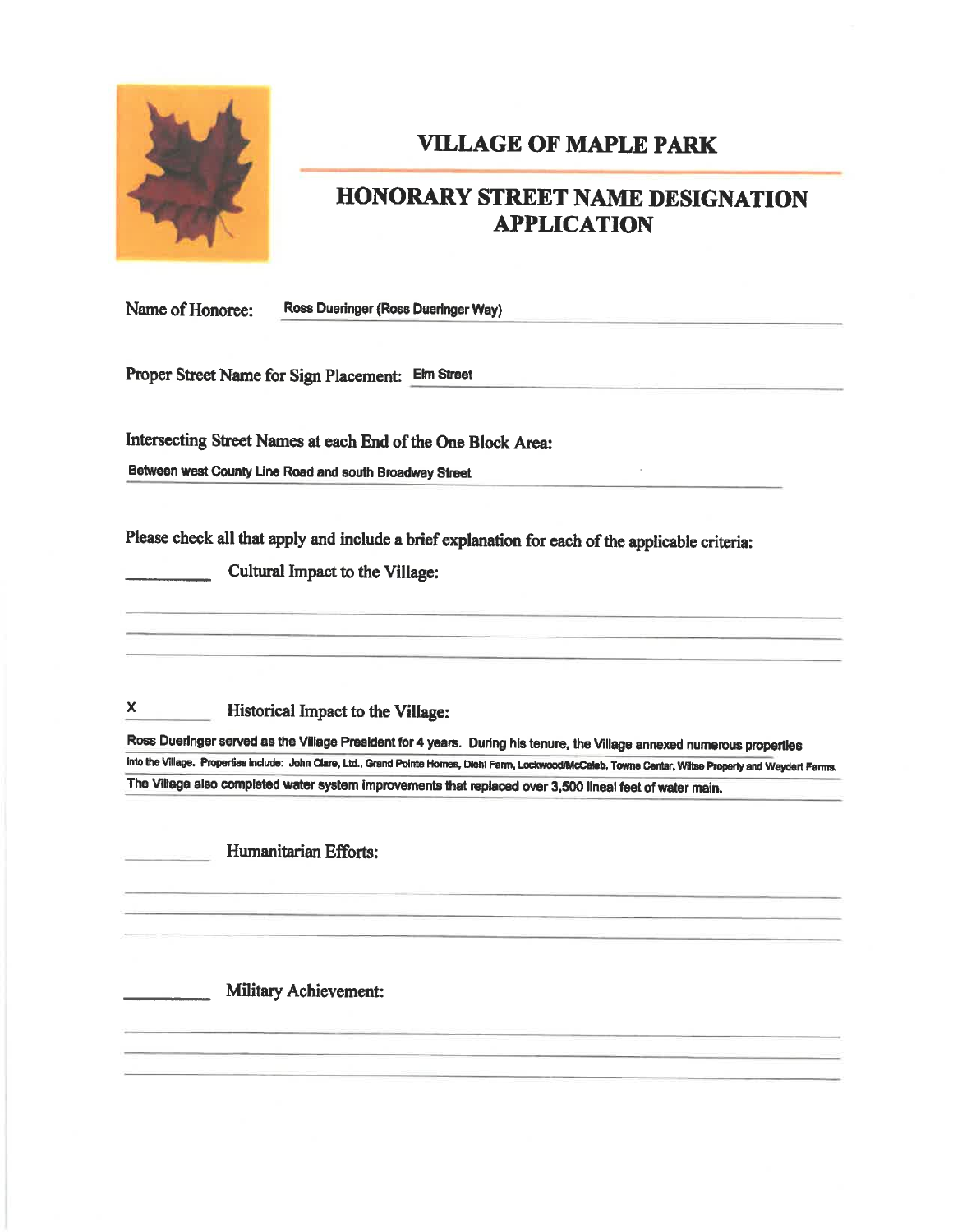# VILLAGE OF MAPLE PARK

## HONORARY STREET NAME DESIGNATION APPLICATION

Name of Honoree: Ross Dueringer (Ross Dueringer Way)

Proper Street Name for Sign Placement: Elm Street

Intersecting Street Names at each End of the One Block Area:

Between west County Line Road and south Broadway Street

Please check all that apply and include a brief explanation for each of the applicable criteria:

\_\_\_\_\_\_\_\_ Cultural Impact to the Village:

X Historical Impact to the Village:

Ross Dueringer served as the Village President for 4 years. During his tenure, the Village annexed numerous properties into the Village. Properties include: John Clare, Ltd., Grand Pointe Homes, Diehl Farm, Lockwood/McCaleb, Towne Center, Wiltse Property and Weydert Farms. The Village also completed water system improvements that replaced over 3,500 lineal feet of water main.

\_\_\_\_\_\_\_\_ Humanitarian Efforts:

\_\_\_\_\_\_\_\_ Military Achievement: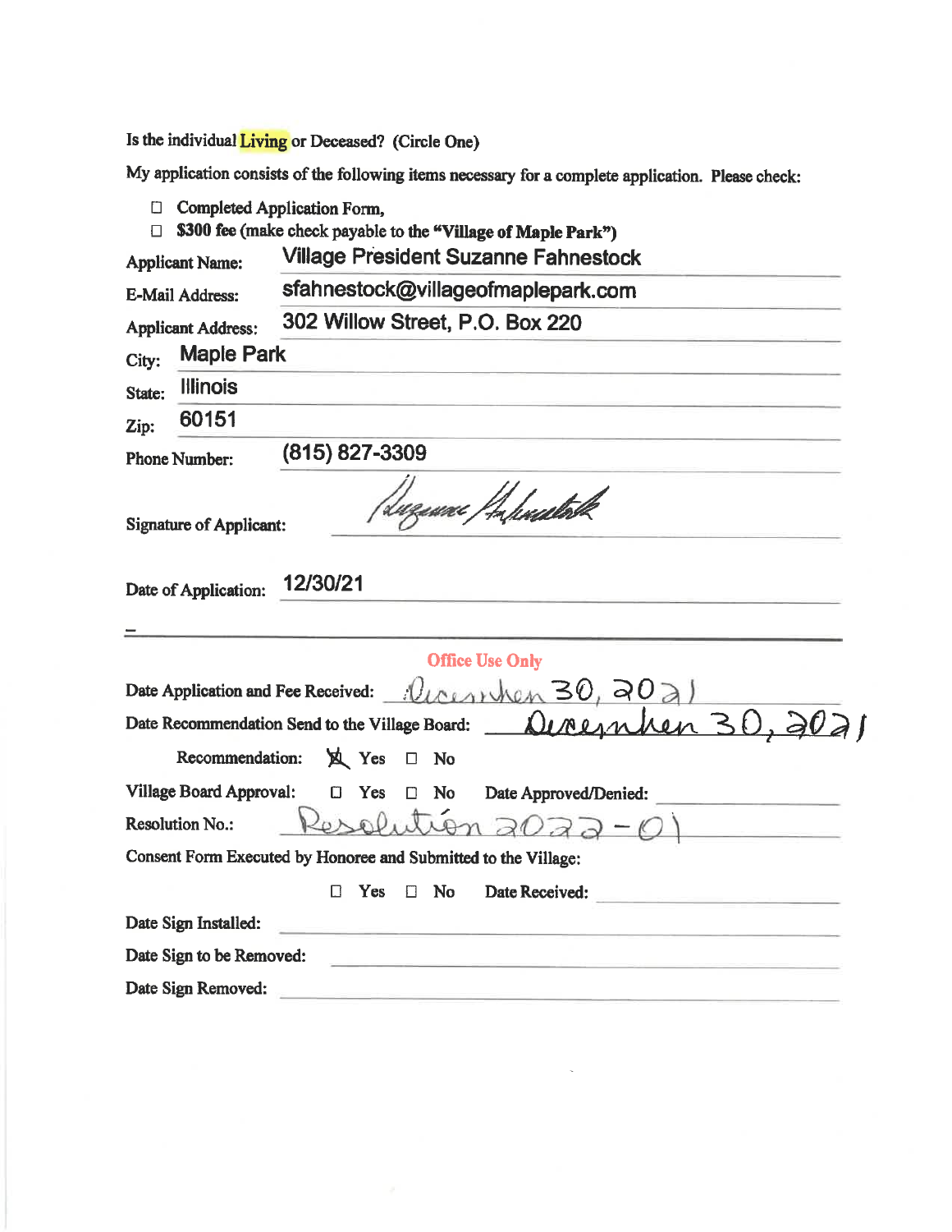Is the individual Living or Deceased? (Circle One)

My application consists of the following items necessary for a complete application. Please check:

- ☐ Completed Application Form,
- ☐ **$300 fee** (make check payable to the **"Village of Maple Park"**)

Applicant Name: Village President Suzanne Fahnestock

E-Mail Address: sfahnestock@villageofmaplepark.com

Applicant Address: 302 Willow Street, P.O. Box 220

City: Maple Park

State: Illinois

Zip: 60151

Phone Number: (815) 827-3309

Signature of Applicant: *Suzanne Fahnestock*

Date of Application: 12/30/21

---

**Office Use Only**

Date Application and Fee Received: December 30, 2021

Date Recommendation Send to the Village Board: December 30, 2021

Recommendation: ☒ Yes ☐ No

Village Board Approval: ☐ Yes ☐ No Date Approved/Denied: ____________

Resolution No.: Resolution 2022-01

Consent Form Executed by Honoree and Submitted to the Village:

☐ Yes ☐ No Date Received: ____________

Date Sign Installed: ____________

Date Sign to be Removed: ____________

Date Sign Removed: ____________